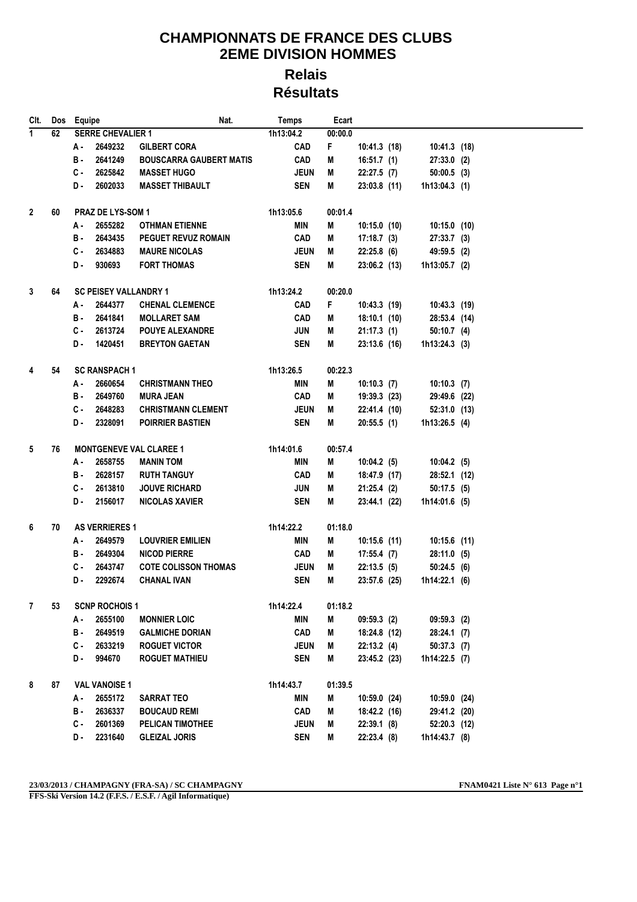# CHAMPIONNATS DE FRANCE DES CLUBS
# 2EME DIVISION HOMMES

## Relais

## Résultats

| Clt. | Dos | Equipe | | | Nat. | Temps | Ecart | | |
|---|---|---|---|---|---|---|---|---|---|
| 1 | 62 | SERRE CHEVALIER 1 | | | | 1h13:04.2 | 00:00.0 | | |
| | | A - | 2649232 | GILBERT CORA | | CAD | F | 10:41.3 (18) | 10:41.3 (18) |
| | | B - | 2641249 | BOUSCARRA GAUBERT MATIS | | CAD | M | 16:51.7 (1) | 27:33.0 (2) |
| | | C - | 2625842 | MASSET HUGO | | JEUN | M | 22:27.5 (7) | 50:00.5 (3) |
| | | D - | 2602033 | MASSET THIBAULT | | SEN | M | 23:03.8 (11) | 1h13:04.3 (1) |
| 2 | 60 | PRAZ DE LYS-SOM 1 | | | | 1h13:05.6 | 00:01.4 | | |
| | | A - | 2655282 | OTHMAN ETIENNE | | MIN | M | 10:15.0 (10) | 10:15.0 (10) |
| | | B - | 2643435 | PEGUET REVUZ ROMAIN | | CAD | M | 17:18.7 (3) | 27:33.7 (3) |
| | | C - | 2634883 | MAURE NICOLAS | | JEUN | M | 22:25.8 (6) | 49:59.5 (2) |
| | | D - | 930693 | FORT THOMAS | | SEN | M | 23:06.2 (13) | 1h13:05.7 (2) |
| 3 | 64 | SC PEISEY VALLANDRY 1 | | | | 1h13:24.2 | 00:20.0 | | |
| | | A - | 2644377 | CHENAL CLEMENCE | | CAD | F | 10:43.3 (19) | 10:43.3 (19) |
| | | B - | 2641841 | MOLLARET SAM | | CAD | M | 18:10.1 (10) | 28:53.4 (14) |
| | | C - | 2613724 | POUYE ALEXANDRE | | JUN | M | 21:17.3 (1) | 50:10.7 (4) |
| | | D - | 1420451 | BREYTON GAETAN | | SEN | M | 23:13.6 (16) | 1h13:24.3 (3) |
| 4 | 54 | SC RANSPACH 1 | | | | 1h13:26.5 | 00:22.3 | | |
| | | A - | 2660654 | CHRISTMANN THEO | | MIN | M | 10:10.3 (7) | 10:10.3 (7) |
| | | B - | 2649760 | MURA JEAN | | CAD | M | 19:39.3 (23) | 29:49.6 (22) |
| | | C - | 2648283 | CHRISTMANN CLEMENT | | JEUN | M | 22:41.4 (10) | 52:31.0 (13) |
| | | D - | 2328091 | POIRRIER BASTIEN | | SEN | M | 20:55.5 (1) | 1h13:26.5 (4) |
| 5 | 76 | MONTGENEVE VAL CLAREE 1 | | | | 1h14:01.6 | 00:57.4 | | |
| | | A - | 2658755 | MANIN TOM | | MIN | M | 10:04.2 (5) | 10:04.2 (5) |
| | | B - | 2628157 | RUTH TANGUY | | CAD | M | 18:47.9 (17) | 28:52.1 (12) |
| | | C - | 2613810 | JOUVE RICHARD | | JUN | M | 21:25.4 (2) | 50:17.5 (5) |
| | | D - | 2156017 | NICOLAS XAVIER | | SEN | M | 23:44.1 (22) | 1h14:01.6 (5) |
| 6 | 70 | AS VERRIERES 1 | | | | 1h14:22.2 | 01:18.0 | | |
| | | A - | 2649579 | LOUVRIER EMILIEN | | MIN | M | 10:15.6 (11) | 10:15.6 (11) |
| | | B - | 2649304 | NICOD PIERRE | | CAD | M | 17:55.4 (7) | 28:11.0 (5) |
| | | C - | 2643747 | COTE COLISSON THOMAS | | JEUN | M | 22:13.5 (5) | 50:24.5 (6) |
| | | D - | 2292674 | CHANAL IVAN | | SEN | M | 23:57.6 (25) | 1h14:22.1 (6) |
| 7 | 53 | SCNP ROCHOIS 1 | | | | 1h14:22.4 | 01:18.2 | | |
| | | A - | 2655100 | MONNIER LOIC | | MIN | M | 09:59.3 (2) | 09:59.3 (2) |
| | | B - | 2649519 | GALMICHE DORIAN | | CAD | M | 18:24.8 (12) | 28:24.1 (7) |
| | | C - | 2633219 | ROGUET VICTOR | | JEUN | M | 22:13.2 (4) | 50:37.3 (7) |
| | | D - | 994670 | ROGUET MATHIEU | | SEN | M | 23:45.2 (23) | 1h14:22.5 (7) |
| 8 | 87 | VAL VANOISE 1 | | | | 1h14:43.7 | 01:39.5 | | |
| | | A - | 2655172 | SARRAT TEO | | MIN | M | 10:59.0 (24) | 10:59.0 (24) |
| | | B - | 2636337 | BOUCAUD REMI | | CAD | M | 18:42.2 (16) | 29:41.2 (20) |
| | | C - | 2601369 | PELICAN TIMOTHEE | | JEUN | M | 22:39.1 (8) | 52:20.3 (12) |
| | | D - | 2231640 | GLEIZAL JORIS | | SEN | M | 22:23.4 (8) | 1h14:43.7 (8) |

23/03/2013 / CHAMPAGNY (FRA-SA) / SC CHAMPAGNY

FNAM0421 Liste N° 613

FFS-Ski Version 14.2 (F.F.S. / E.S.F. / Agil Informatique)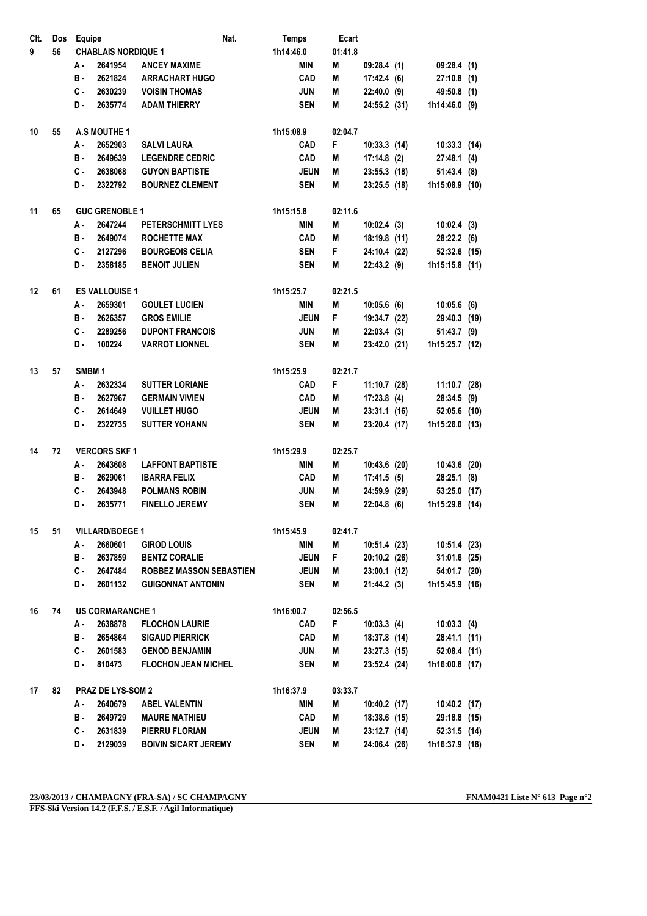| Clt. | Dos | Equipe | | | Nat. | Temps | Ecart | | |
|---|---|---|---|---|---|---|---|---|---|
| 9 | 56 | CHABLAIS NORDIQUE 1 | | | | 1h14:46.0 | 01:41.8 | | |
| | | A - | 2641954 | ANCEY MAXIME | | MIN | M | 09:28.4 (1) | 09:28.4 (1) |
| | | B - | 2621824 | ARRACHART HUGO | | CAD | M | 17:42.4 (6) | 27:10.8 (1) |
| | | C - | 2630239 | VOISIN THOMAS | | JUN | M | 22:40.0 (9) | 49:50.8 (1) |
| | | D - | 2635774 | ADAM THIERRY | | SEN | M | 24:55.2 (31) | 1h14:46.0 (9) |
| 10 | 55 | A.S MOUTHE 1 | | | | 1h15:08.9 | 02:04.7 | | |
| | | A - | 2652903 | SALVI LAURA | | CAD | F | 10:33.3 (14) | 10:33.3 (14) |
| | | B - | 2649639 | LEGENDRE CEDRIC | | CAD | M | 17:14.8 (2) | 27:48.1 (4) |
| | | C - | 2638068 | GUYON BAPTISTE | | JEUN | M | 23:55.3 (18) | 51:43.4 (8) |
| | | D - | 2322792 | BOURNEZ CLEMENT | | SEN | M | 23:25.5 (18) | 1h15:08.9 (10) |
| 11 | 65 | GUC GRENOBLE 1 | | | | 1h15:15.8 | 02:11.6 | | |
| | | A - | 2647244 | PETERSCHMITT LYES | | MIN | M | 10:02.4 (3) | 10:02.4 (3) |
| | | B - | 2649074 | ROCHETTE MAX | | CAD | M | 18:19.8 (11) | 28:22.2 (6) |
| | | C - | 2127296 | BOURGEOIS CELIA | | SEN | F | 24:10.4 (22) | 52:32.6 (15) |
| | | D - | 2358185 | BENOIT JULIEN | | SEN | M | 22:43.2 (9) | 1h15:15.8 (11) |
| 12 | 61 | ES VALLOUISE 1 | | | | 1h15:25.7 | 02:21.5 | | |
| | | A - | 2659301 | GOULET LUCIEN | | MIN | M | 10:05.6 (6) | 10:05.6 (6) |
| | | B - | 2626357 | GROS EMILIE | | JEUN | F | 19:34.7 (22) | 29:40.3 (19) |
| | | C - | 2289256 | DUPONT FRANCOIS | | JUN | M | 22:03.4 (3) | 51:43.7 (9) |
| | | D - | 100224 | VARROT LIONNEL | | SEN | M | 23:42.0 (21) | 1h15:25.7 (12) |
| 13 | 57 | SMBM 1 | | | | 1h15:25.9 | 02:21.7 | | |
| | | A - | 2632334 | SUTTER LORIANE | | CAD | F | 11:10.7 (28) | 11:10.7 (28) |
| | | B - | 2627967 | GERMAIN VIVIEN | | CAD | M | 17:23.8 (4) | 28:34.5 (9) |
| | | C - | 2614649 | VUILLET HUGO | | JEUN | M | 23:31.1 (16) | 52:05.6 (10) |
| | | D - | 2322735 | SUTTER YOHANN | | SEN | M | 23:20.4 (17) | 1h15:26.0 (13) |
| 14 | 72 | VERCORS SKF 1 | | | | 1h15:29.9 | 02:25.7 | | |
| | | A - | 2643608 | LAFFONT BAPTISTE | | MIN | M | 10:43.6 (20) | 10:43.6 (20) |
| | | B - | 2629061 | IBARRA FELIX | | CAD | M | 17:41.5 (5) | 28:25.1 (8) |
| | | C - | 2643948 | POLMANS ROBIN | | JUN | M | 24:59.9 (29) | 53:25.0 (17) |
| | | D - | 2635771 | FINELLO JEREMY | | SEN | M | 22:04.8 (6) | 1h15:29.8 (14) |
| 15 | 51 | VILLARD/BOEGE 1 | | | | 1h15:45.9 | 02:41.7 | | |
| | | A - | 2660601 | GIROD LOUIS | | MIN | M | 10:51.4 (23) | 10:51.4 (23) |
| | | B - | 2637859 | BENTZ CORALIE | | JEUN | F | 20:10.2 (26) | 31:01.6 (25) |
| | | C - | 2647484 | ROBBEZ MASSON SEBASTIEN | | JEUN | M | 23:00.1 (12) | 54:01.7 (20) |
| | | D - | 2601132 | GUIGONNAT ANTONIN | | SEN | M | 21:44.2 (3) | 1h15:45.9 (16) |
| 16 | 74 | US CORMARANCHE 1 | | | | 1h16:00.7 | 02:56.5 | | |
| | | A - | 2638878 | FLOCHON LAURIE | | CAD | F | 10:03.3 (4) | 10:03.3 (4) |
| | | B - | 2654864 | SIGAUD PIERRICK | | CAD | M | 18:37.8 (14) | 28:41.1 (11) |
| | | C - | 2601583 | GENOD BENJAMIN | | JUN | M | 23:27.3 (15) | 52:08.4 (11) |
| | | D - | 810473 | FLOCHON JEAN MICHEL | | SEN | M | 23:52.4 (24) | 1h16:00.8 (17) |
| 17 | 82 | PRAZ DE LYS-SOM 2 | | | | 1h16:37.9 | 03:33.7 | | |
| | | A - | 2640679 | ABEL VALENTIN | | MIN | M | 10:40.2 (17) | 10:40.2 (17) |
| | | B - | 2649729 | MAURE MATHIEU | | CAD | M | 18:38.6 (15) | 29:18.8 (15) |
| | | C - | 2631839 | PIERRU FLORIAN | | JEUN | M | 23:12.7 (14) | 52:31.5 (14) |
| | | D - | 2129039 | BOIVIN SICART JEREMY | | SEN | M | 24:06.4 (26) | 1h16:37.9 (18) |

23/03/2013 / CHAMPAGNY (FRA-SA) / SC CHAMPAGNY

FNAM0421 Liste N° 613

FFS-Ski Version 14.2 (F.F.S. / E.S.F. / Agil Informatique)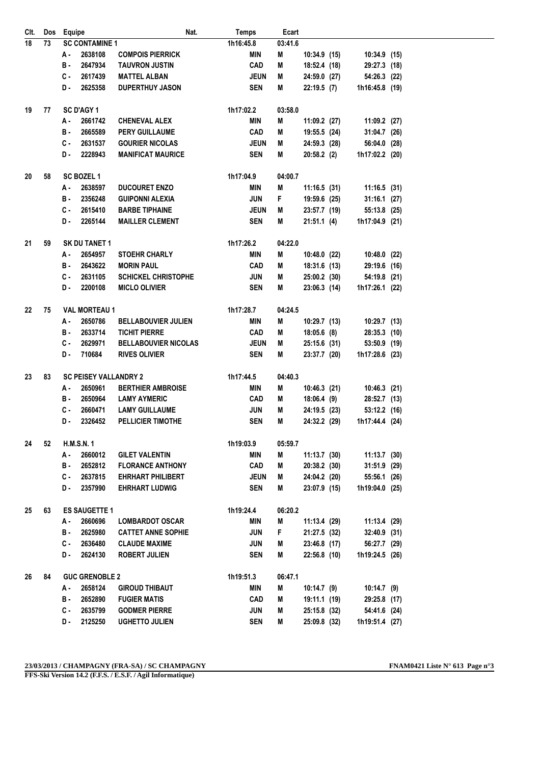| Clt. | Dos | Equipe | | | Nat. | Temps | Ecart | | |
|---|---|---|---|---|---|---|---|---|---|
| 18 | 73 | SC CONTAMINE 1 | | | | 1h16:45.8 | 03:41.6 | | |
| | | A - | 2638108 | COMPOIS PIERRICK | | MIN | M | 10:34.9 (15) | 10:34.9 (15) |
| | | B - | 2647934 | TAUVRON JUSTIN | | CAD | M | 18:52.4 (18) | 29:27.3 (18) |
| | | C - | 2617439 | MATTEL ALBAN | | JEUN | M | 24:59.0 (27) | 54:26.3 (22) |
| | | D - | 2625358 | DUPERTHUY JASON | | SEN | M | 22:19.5 (7) | 1h16:45.8 (19) |
| 19 | 77 | SC D'AGY 1 | | | | 1h17:02.2 | 03:58.0 | | |
| | | A - | 2661742 | CHENEVAL ALEX | | MIN | M | 11:09.2 (27) | 11:09.2 (27) |
| | | B - | 2665589 | PERY GUILLAUME | | CAD | M | 19:55.5 (24) | 31:04.7 (26) |
| | | C - | 2631537 | GOURIER NICOLAS | | JEUN | M | 24:59.3 (28) | 56:04.0 (28) |
| | | D - | 2228943 | MANIFICAT MAURICE | | SEN | M | 20:58.2 (2) | 1h17:02.2 (20) |
| 20 | 58 | SC BOZEL 1 | | | | 1h17:04.9 | 04:00.7 | | |
| | | A - | 2638597 | DUCOURET ENZO | | MIN | M | 11:16.5 (31) | 11:16.5 (31) |
| | | B - | 2356248 | GUIPONNI ALEXIA | | JUN | F | 19:59.6 (25) | 31:16.1 (27) |
| | | C - | 2615410 | BARBE TIPHAINE | | JEUN | M | 23:57.7 (19) | 55:13.8 (25) |
| | | D - | 2265144 | MAILLER CLEMENT | | SEN | M | 21:51.1 (4) | 1h17:04.9 (21) |
| 21 | 59 | SK DU TANET 1 | | | | 1h17:26.2 | 04:22.0 | | |
| | | A - | 2654957 | STOEHR CHARLY | | MIN | M | 10:48.0 (22) | 10:48.0 (22) |
| | | B - | 2643622 | MORIN PAUL | | CAD | M | 18:31.6 (13) | 29:19.6 (16) |
| | | C - | 2631105 | SCHICKEL CHRISTOPHE | | JUN | M | 25:00.2 (30) | 54:19.8 (21) |
| | | D - | 2200108 | MICLO OLIVIER | | SEN | M | 23:06.3 (14) | 1h17:26.1 (22) |
| 22 | 75 | VAL MORTEAU 1 | | | | 1h17:28.7 | 04:24.5 | | |
| | | A - | 2650786 | BELLABOUVIER JULIEN | | MIN | M | 10:29.7 (13) | 10:29.7 (13) |
| | | B - | 2633714 | TICHIT PIERRE | | CAD | M | 18:05.6 (8) | 28:35.3 (10) |
| | | C - | 2629971 | BELLABOUVIER NICOLAS | | JEUN | M | 25:15.6 (31) | 53:50.9 (19) |
| | | D - | 710684 | RIVES OLIVIER | | SEN | M | 23:37.7 (20) | 1h17:28.6 (23) |
| 23 | 83 | SC PEISEY VALLANDRY 2 | | | | 1h17:44.5 | 04:40.3 | | |
| | | A - | 2650961 | BERTHIER AMBROISE | | MIN | M | 10:46.3 (21) | 10:46.3 (21) |
| | | B - | 2650964 | LAMY AYMERIC | | CAD | M | 18:06.4 (9) | 28:52.7 (13) |
| | | C - | 2660471 | LAMY GUILLAUME | | JUN | M | 24:19.5 (23) | 53:12.2 (16) |
| | | D - | 2326452 | PELLICIER TIMOTHE | | SEN | M | 24:32.2 (29) | 1h17:44.4 (24) |
| 24 | 52 | H.M.S.N. 1 | | | | 1h19:03.9 | 05:59.7 | | |
| | | A - | 2660012 | GILET VALENTIN | | MIN | M | 11:13.7 (30) | 11:13.7 (30) |
| | | B - | 2652812 | FLORANCE ANTHONY | | CAD | M | 20:38.2 (30) | 31:51.9 (29) |
| | | C - | 2637815 | EHRHART PHILIBERT | | JEUN | M | 24:04.2 (20) | 55:56.1 (26) |
| | | D - | 2357990 | EHRHART LUDWIG | | SEN | M | 23:07.9 (15) | 1h19:04.0 (25) |
| 25 | 63 | ES SAUGETTE 1 | | | | 1h19:24.4 | 06:20.2 | | |
| | | A - | 2660696 | LOMBARDOT OSCAR | | MIN | M | 11:13.4 (29) | 11:13.4 (29) |
| | | B - | 2625980 | CATTET ANNE SOPHIE | | JUN | F | 21:27.5 (32) | 32:40.9 (31) |
| | | C - | 2636480 | CLAUDE MAXIME | | JUN | M | 23:46.8 (17) | 56:27.7 (29) |
| | | D - | 2624130 | ROBERT JULIEN | | SEN | M | 22:56.8 (10) | 1h19:24.5 (26) |
| 26 | 84 | GUC GRENOBLE 2 | | | | 1h19:51.3 | 06:47.1 | | |
| | | A - | 2658124 | GIROUD THIBAUT | | MIN | M | 10:14.7 (9) | 10:14.7 (9) |
| | | B - | 2652890 | FUGIER MATIS | | CAD | M | 19:11.1 (19) | 29:25.8 (17) |
| | | C - | 2635799 | GODMER PIERRE | | JUN | M | 25:15.8 (32) | 54:41.6 (24) |
| | | D - | 2125250 | UGHETTO JULIEN | | SEN | M | 25:09.8 (32) | 1h19:51.4 (27) |

23/03/2013 / CHAMPAGNY (FRA-SA) / SC CHAMPAGNY — FNAM0421 Liste N° 613

FFS-Ski Version 14.2 (F.F.S. / E.S.F. / Agil Informatique)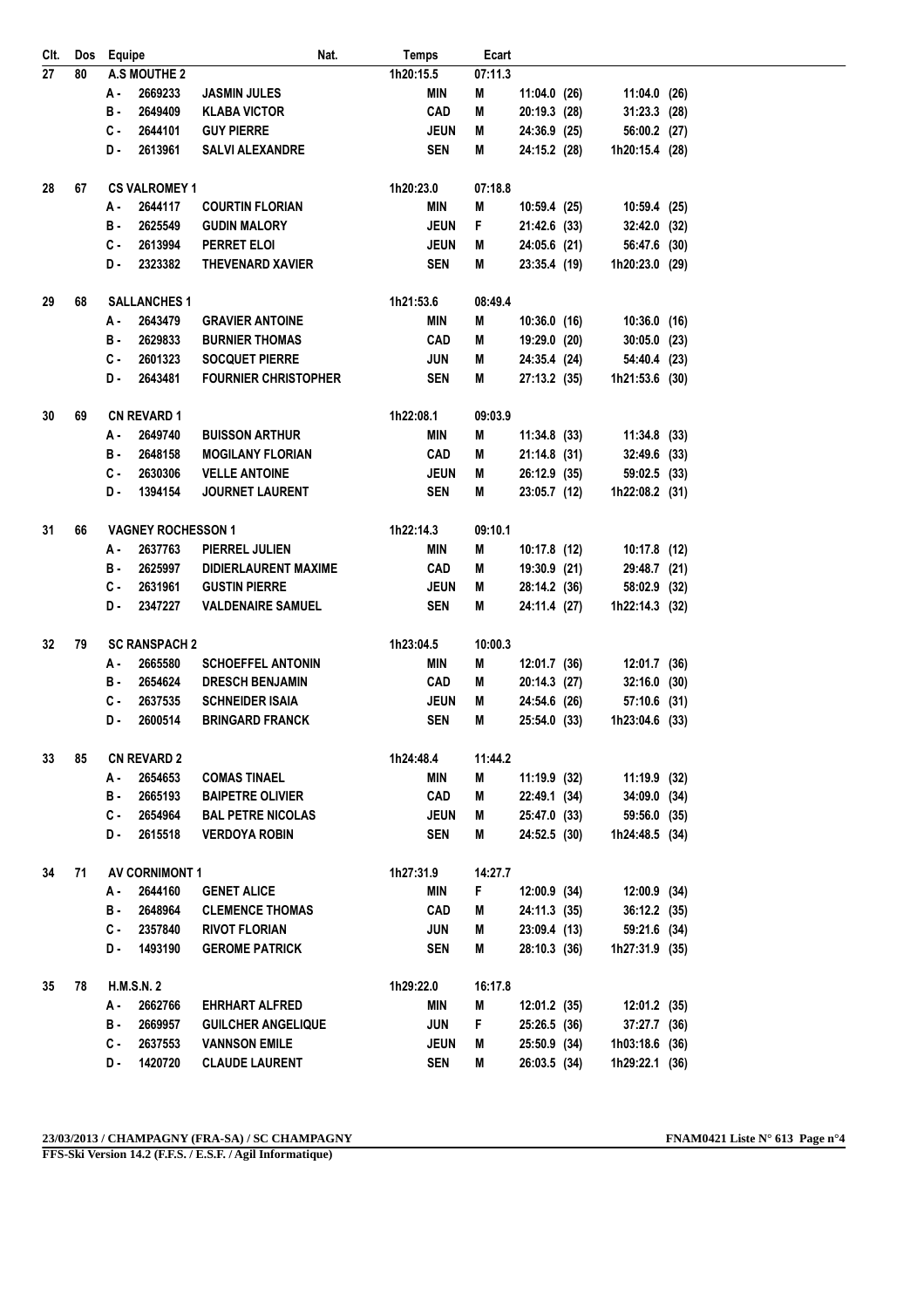| Clt. | Dos | Equipe | | | Nat. | Temps | Ecart | | | | | |
|---|---|---|---|---|---|---|---|---|---|---|---|---|
| 27 | 80 | A.S MOUTHE 2 | | | | 1h20:15.5 | 07:11.3 | | | | | |
| | | A - | 2669233 | JASMIN JULES | | MIN | M | 11:04.0 | (26) | 11:04.0 | (26) | |
| | | B - | 2649409 | KLABA VICTOR | | CAD | M | 20:19.3 | (28) | 31:23.3 | (28) | |
| | | C - | 2644101 | GUY PIERRE | | JEUN | M | 24:36.9 | (25) | 56:00.2 | (27) | |
| | | D - | 2613961 | SALVI ALEXANDRE | | SEN | M | 24:15.2 | (28) | 1h20:15.4 | (28) | |
| 28 | 67 | CS VALROMEY 1 | | | | 1h20:23.0 | 07:18.8 | | | | | |
| | | A - | 2644117 | COURTIN FLORIAN | | MIN | M | 10:59.4 | (25) | 10:59.4 | (25) | |
| | | B - | 2625549 | GUDIN MALORY | | JEUN | F | 21:42.6 | (33) | 32:42.0 | (32) | |
| | | C - | 2613994 | PERRET ELOI | | JEUN | M | 24:05.6 | (21) | 56:47.6 | (30) | |
| | | D - | 2323382 | THEVENARD XAVIER | | SEN | M | 23:35.4 | (19) | 1h20:23.0 | (29) | |
| 29 | 68 | SALLANCHES 1 | | | | 1h21:53.6 | 08:49.4 | | | | | |
| | | A - | 2643479 | GRAVIER ANTOINE | | MIN | M | 10:36.0 | (16) | 10:36.0 | (16) | |
| | | B - | 2629833 | BURNIER THOMAS | | CAD | M | 19:29.0 | (20) | 30:05.0 | (23) | |
| | | C - | 2601323 | SOCQUET PIERRE | | JUN | M | 24:35.4 | (24) | 54:40.4 | (23) | |
| | | D - | 2643481 | FOURNIER CHRISTOPHER | | SEN | M | 27:13.2 | (35) | 1h21:53.6 | (30) | |
| 30 | 69 | CN REVARD 1 | | | | 1h22:08.1 | 09:03.9 | | | | | |
| | | A - | 2649740 | BUISSON ARTHUR | | MIN | M | 11:34.8 | (33) | 11:34.8 | (33) | |
| | | B - | 2648158 | MOGILANY FLORIAN | | CAD | M | 21:14.8 | (31) | 32:49.6 | (33) | |
| | | C - | 2630306 | VELLE ANTOINE | | JEUN | M | 26:12.9 | (35) | 59:02.5 | (33) | |
| | | D - | 1394154 | JOURNET LAURENT | | SEN | M | 23:05.7 | (12) | 1h22:08.2 | (31) | |
| 31 | 66 | VAGNEY ROCHESSON 1 | | | | 1h22:14.3 | 09:10.1 | | | | | |
| | | A - | 2637763 | PIERREL JULIEN | | MIN | M | 10:17.8 | (12) | 10:17.8 | (12) | |
| | | B - | 2625997 | DIDIERLAURENT MAXIME | | CAD | M | 19:30.9 | (21) | 29:48.7 | (21) | |
| | | C - | 2631961 | GUSTIN PIERRE | | JEUN | M | 28:14.2 | (36) | 58:02.9 | (32) | |
| | | D - | 2347227 | VALDENAIRE SAMUEL | | SEN | M | 24:11.4 | (27) | 1h22:14.3 | (32) | |
| 32 | 79 | SC RANSPACH 2 | | | | 1h23:04.5 | 10:00.3 | | | | | |
| | | A - | 2665580 | SCHOEFFEL ANTONIN | | MIN | M | 12:01.7 | (36) | 12:01.7 | (36) | |
| | | B - | 2654624 | DRESCH BENJAMIN | | CAD | M | 20:14.3 | (27) | 32:16.0 | (30) | |
| | | C - | 2637535 | SCHNEIDER ISAIA | | JEUN | M | 24:54.6 | (26) | 57:10.6 | (31) | |
| | | D - | 2600514 | BRINGARD FRANCK | | SEN | M | 25:54.0 | (33) | 1h23:04.6 | (33) | |
| 33 | 85 | CN REVARD 2 | | | | 1h24:48.4 | 11:44.2 | | | | | |
| | | A - | 2654653 | COMAS TINAEL | | MIN | M | 11:19.9 | (32) | 11:19.9 | (32) | |
| | | B - | 2665193 | BAIPETRE OLIVIER | | CAD | M | 22:49.1 | (34) | 34:09.0 | (34) | |
| | | C - | 2654964 | BAL PETRE NICOLAS | | JEUN | M | 25:47.0 | (33) | 59:56.0 | (35) | |
| | | D - | 2615518 | VERDOYA ROBIN | | SEN | M | 24:52.5 | (30) | 1h24:48.5 | (34) | |
| 34 | 71 | AV CORNIMONT 1 | | | | 1h27:31.9 | 14:27.7 | | | | | |
| | | A - | 2644160 | GENET ALICE | | MIN | F | 12:00.9 | (34) | 12:00.9 | (34) | |
| | | B - | 2648964 | CLEMENCE THOMAS | | CAD | M | 24:11.3 | (35) | 36:12.2 | (35) | |
| | | C - | 2357840 | RIVOT FLORIAN | | JUN | M | 23:09.4 | (13) | 59:21.6 | (34) | |
| | | D - | 1493190 | GEROME PATRICK | | SEN | M | 28:10.3 | (36) | 1h27:31.9 | (35) | |
| 35 | 78 | H.M.S.N. 2 | | | | 1h29:22.0 | 16:17.8 | | | | | |
| | | A - | 2662766 | EHRHART ALFRED | | MIN | M | 12:01.2 | (35) | 12:01.2 | (35) | |
| | | B - | 2669957 | GUILCHER ANGELIQUE | | JUN | F | 25:26.5 | (36) | 37:27.7 | (36) | |
| | | C - | 2637553 | VANNSON EMILE | | JEUN | M | 25:50.9 | (34) | 1h03:18.6 | (36) | |
| | | D - | 1420720 | CLAUDE LAURENT | | SEN | M | 26:03.5 | (34) | 1h29:22.1 | (36) | |

**23/03/2013 / CHAMPAGNY (FRA-SA) / SC CHAMPAGNY** — **FNAM0421 Liste N° 613**

**FFS-Ski Version 14.2 (F.F.S. / E.S.F. / Agil Informatique)**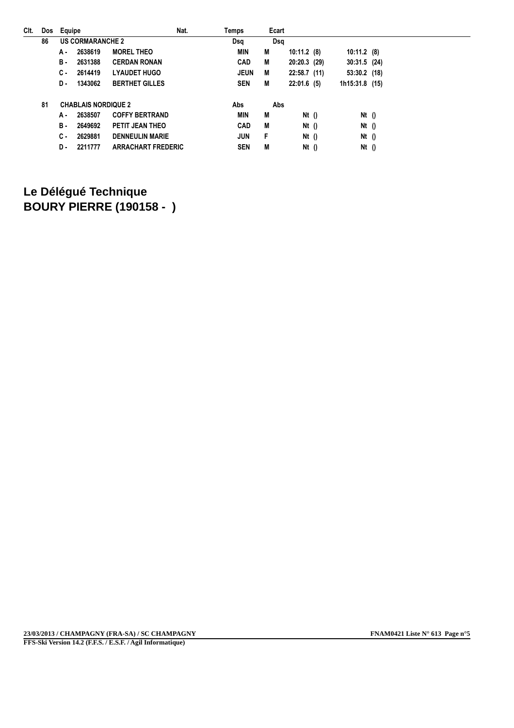| Clt. | Dos | Equipe | | | Nat. | Temps | | Ecart | | |
|---|---|---|---|---|---|---|---|---|---|---|
| | 86 | US CORMARANCHE 2 | | | | Dsq | | Dsq | | |
| | | A - | 2638619 | MOREL THEO | | MIN | M | | 10:11.2 (8) | 10:11.2 (8) |
| | | B - | 2631388 | CERDAN RONAN | | CAD | M | | 20:20.3 (29) | 30:31.5 (24) |
| | | C - | 2614419 | LYAUDET HUGO | | JEUN | M | | 22:58.7 (11) | 53:30.2 (18) |
| | | D - | 1343062 | BERTHET GILLES | | SEN | M | | 22:01.6 (5) | 1h15:31.8 (15) |
| | 81 | CHABLAIS NORDIQUE 2 | | | | Abs | | Abs | | |
| | | A - | 2638507 | COFFY BERTRAND | | MIN | M | | Nt () | Nt () |
| | | B - | 2649692 | PETIT JEAN THEO | | CAD | M | | Nt () | Nt () |
| | | C - | 2629881 | DENNEULIN MARIE | | JUN | F | | Nt () | Nt () |
| | | D - | 2211777 | ARRACHART FREDERIC | | SEN | M | | Nt () | Nt () |

**Le Délégué Technique**
**BOURY PIERRE (190158 - )**

23/03/2013 / CHAMPAGNY (FRA-SA) / SC CHAMPAGNY — FNAM0421 Liste N° 613

FFS-Ski Version 14.2 (F.F.S. / E.S.F. / Agil Informatique)